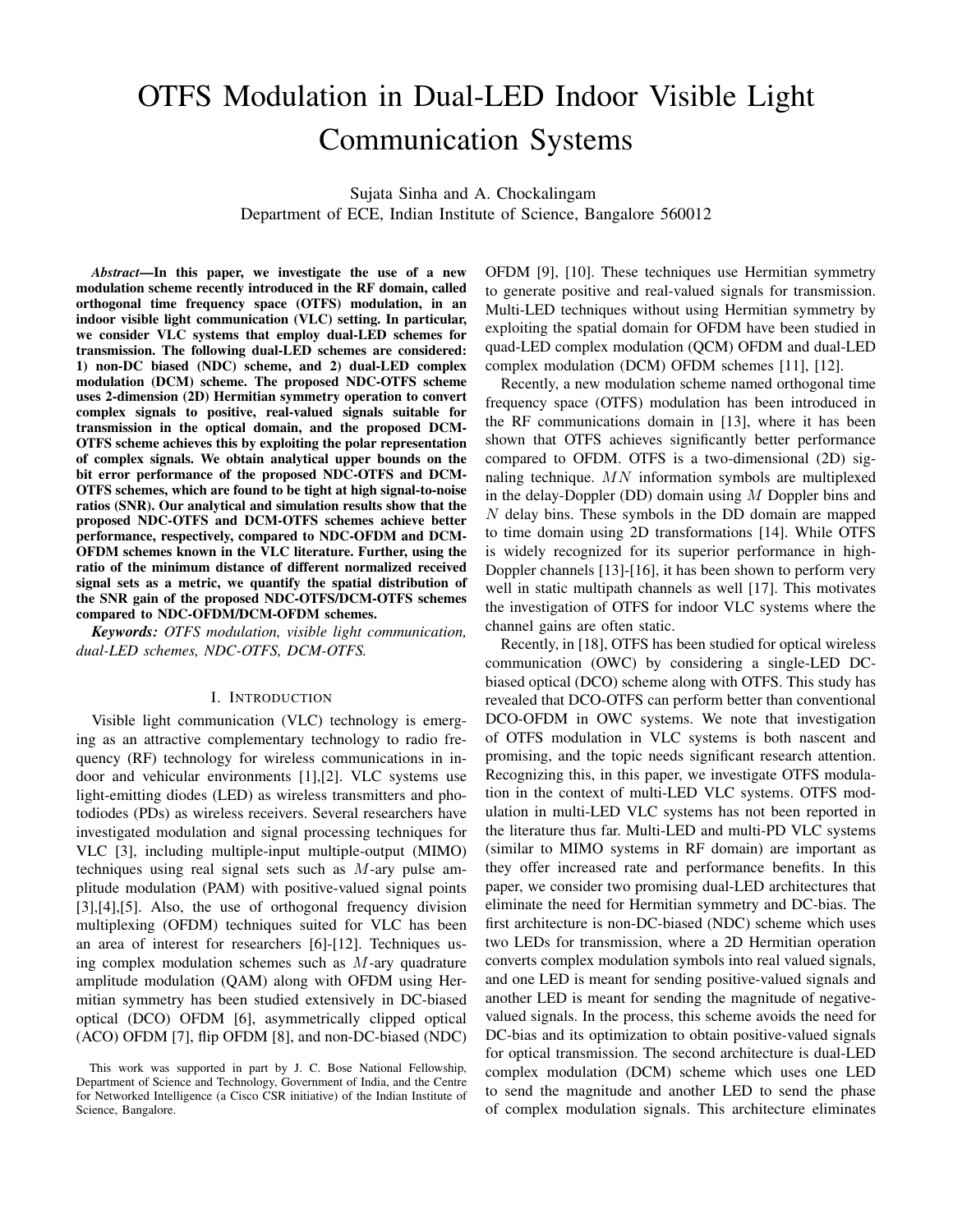# OTFS Modulation in Dual-LED Indoor Visible Light Communication Systems

Sujata Sinha and A. Chockalingam
Department of ECE, Indian Institute of Science, Bangalore 560012

***Abstract*—In this paper, we investigate the use of a new modulation scheme recently introduced in the RF domain, called orthogonal time frequency space (OTFS) modulation, in an indoor visible light communication (VLC) setting. In particular, we consider VLC systems that employ dual-LED schemes for transmission. The following dual-LED schemes are considered: 1) non-DC biased (NDC) scheme, and 2) dual-LED complex modulation (DCM) scheme. The proposed NDC-OTFS scheme uses 2-dimension (2D) Hermitian symmetry operation to convert complex signals to positive, real-valued signals suitable for transmission in the optical domain, and the proposed DCM-OTFS scheme achieves this by exploiting the polar representation of complex signals. We obtain analytical upper bounds on the bit error performance of the proposed NDC-OTFS and DCM-OTFS schemes, which are found to be tight at high signal-to-noise ratios (SNR). Our analytical and simulation results show that the proposed NDC-OTFS and DCM-OTFS schemes achieve better performance, respectively, compared to NDC-OFDM and DCM-OFDM schemes known in the VLC literature. Further, using the ratio of the minimum distance of different normalized received signal sets as a metric, we quantify the spatial distribution of the SNR gain of the proposed NDC-OTFS/DCM-OTFS schemes compared to NDC-OFDM/DCM-OFDM schemes.**

***Keywords:*** *OTFS modulation, visible light communication, dual-LED schemes, NDC-OTFS, DCM-OTFS.*

## I. Introduction

Visible light communication (VLC) technology is emerging as an attractive complementary technology to radio frequency (RF) technology for wireless communications in indoor and vehicular environments [1],[2]. VLC systems use light-emitting diodes (LED) as wireless transmitters and photodiodes (PDs) as wireless receivers. Several researchers have investigated modulation and signal processing techniques for VLC [3], including multiple-input multiple-output (MIMO) techniques using real signal sets such as $M$-ary pulse amplitude modulation (PAM) with positive-valued signal points [3],[4],[5]. Also, the use of orthogonal frequency division multiplexing (OFDM) techniques suited for VLC has been an area of interest for researchers [6]-[12]. Techniques using complex modulation schemes such as $M$-ary quadrature amplitude modulation (QAM) along with OFDM using Hermitian symmetry has been studied extensively in DC-biased optical (DCO) OFDM [6], asymmetrically clipped optical (ACO) OFDM [7], flip OFDM [8], and non-DC-biased (NDC) OFDM [9], [10]. These techniques use Hermitian symmetry to generate positive and real-valued signals for transmission. Multi-LED techniques without using Hermitian symmetry by exploiting the spatial domain for OFDM have been studied in quad-LED complex modulation (QCM) OFDM and dual-LED complex modulation (DCM) OFDM schemes [11], [12].

Recently, a new modulation scheme named orthogonal time frequency space (OTFS) modulation has been introduced in the RF communications domain in [13], where it has been shown that OTFS achieves significantly better performance compared to OFDM. OTFS is a two-dimensional (2D) signaling technique. $MN$ information symbols are multiplexed in the delay-Doppler (DD) domain using $M$ Doppler bins and $N$ delay bins. These symbols in the DD domain are mapped to time domain using 2D transformations [14]. While OTFS is widely recognized for its superior performance in high-Doppler channels [13]-[16], it has been shown to perform very well in static multipath channels as well [17]. This motivates the investigation of OTFS for indoor VLC systems where the channel gains are often static.

Recently, in [18], OTFS has been studied for optical wireless communication (OWC) by considering a single-LED DC-biased optical (DCO) scheme along with OTFS. This study has revealed that DCO-OTFS can perform better than conventional DCO-OFDM in OWC systems. We note that investigation of OTFS modulation in VLC systems is both nascent and promising, and the topic needs significant research attention. Recognizing this, in this paper, we investigate OTFS modulation in the context of multi-LED VLC systems. OTFS modulation in multi-LED VLC systems has not been reported in the literature thus far. Multi-LED and multi-PD VLC systems (similar to MIMO systems in RF domain) are important as they offer increased rate and performance benefits. In this paper, we consider two promising dual-LED architectures that eliminate the need for Hermitian symmetry and DC-bias. The first architecture is non-DC-biased (NDC) scheme which uses two LEDs for transmission, where a 2D Hermitian operation converts complex modulation symbols into real valued signals, and one LED is meant for sending positive-valued signals and another LED is meant for sending the magnitude of negative-valued signals. In the process, this scheme avoids the need for DC-bias and its optimization to obtain positive-valued signals for optical transmission. The second architecture is dual-LED complex modulation (DCM) scheme which uses one LED to send the magnitude and another LED to send the phase of complex modulation signals. This architecture eliminates

This work was supported in part by J. C. Bose National Fellowship, Department of Science and Technology, Government of India, and the Centre for Networked Intelligence (a Cisco CSR initiative) of the Indian Institute of Science, Bangalore.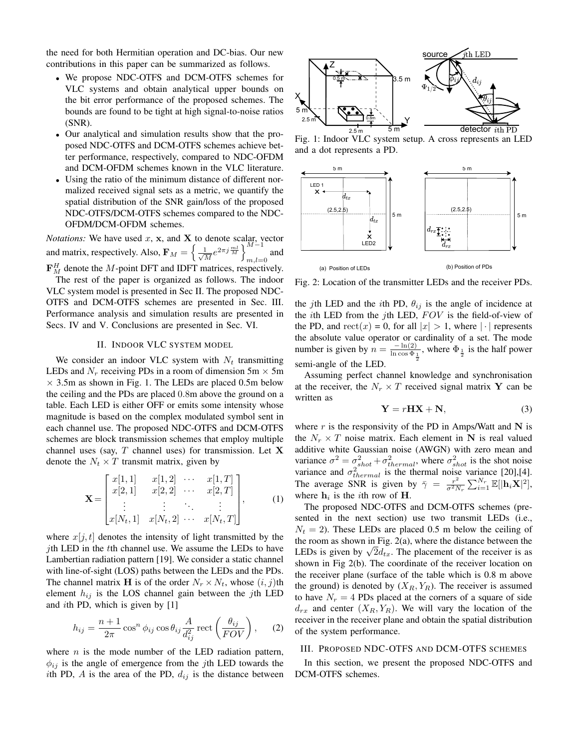the need for both Hermitian operation and DC-bias. Our new contributions in this paper can be summarized as follows.

- We propose NDC-OTFS and DCM-OTFS schemes for VLC systems and obtain analytical upper bounds on the bit error performance of the proposed schemes. The bounds are found to be tight at high signal-to-noise ratios (SNR).
- Our analytical and simulation results show that the proposed NDC-OTFS and DCM-OTFS schemes achieve better performance, respectively, compared to NDC-OFDM and DCM-OFDM schemes known in the VLC literature.
- Using the ratio of the minimum distance of different normalized received signal sets as a metric, we quantify the spatial distribution of the SNR gain/loss of the proposed NDC-OTFS/DCM-OTFS schemes compared to the NDC-OFDM/DCM-OFDM schemes.

*Notations:* We have used $x$, $\mathbf{x}$, and $\mathbf{X}$ to denote scalar, vector and matrix, respectively. Also, $\mathbf{F}_M = \left\{ \frac{1}{\sqrt{M}} e^{2\pi j \frac{ml}{M}} \right\}_{m,l=0}^{M-1}$ and $\mathbf{F}_M^H$ denote the $M$-point DFT and IDFT matrices, respectively.

The rest of the paper is organized as follows. The indoor VLC system model is presented in Sec II. The proposed NDC-OTFS and DCM-OTFS schemes are presented in Sec. III. Performance analysis and simulation results are presented in Secs. IV and V. Conclusions are presented in Sec. VI.

## II. Indoor VLC system model

We consider an indoor VLC system with $N_t$ transmitting LEDs and $N_r$ receiving PDs in a room of dimension 5m × 5m × 3.5m as shown in Fig. 1. The LEDs are placed 0.5m below the ceiling and the PDs are placed 0.8m above the ground on a table. Each LED is either OFF or emits some intensity whose magnitude is based on the complex modulated symbol sent in each channel use. The proposed NDC-OTFS and DCM-OTFS schemes are block transmission schemes that employ multiple channel uses (say, $T$ channel uses) for transmission. Let $\mathbf{X}$ denote the $N_t \times T$ transmit matrix, given by

$$\mathbf{X} = \begin{bmatrix} x[1,1] & x[1,2] & \cdots & x[1,T] \\ x[2,1] & x[2,2] & \cdots & x[2,T] \\ \vdots & \vdots & \ddots & \vdots \\ x[N_t,1] & x[N_t,2] & \cdots & x[N_t,T] \end{bmatrix}, \tag{1}$$

where $x[j,t]$ denotes the intensity of light transmitted by the $j$th LED in the $t$th channel use. We assume the LEDs to have Lambertian radiation pattern [19]. We consider a static channel with line-of-sight (LOS) paths between the LEDs and the PDs. The channel matrix $\mathbf{H}$ is of the order $N_r \times N_t$, whose $(i,j)$th element $h_{ij}$ is the LOS channel gain between the $j$th LED and $i$th PD, which is given by [1]

$$h_{ij} = \frac{n+1}{2\pi} \cos^n \phi_{ij} \cos \theta_{ij} \frac{A}{d_{ij}^2} \operatorname{rect}\left( \frac{\theta_{ij}}{FOV} \right), \tag{2}$$

where $n$ is the mode number of the LED radiation pattern, $\phi_{ij}$ is the angle of emergence from the $j$th LED towards the $i$th PD, $A$ is the area of the PD, $d_{ij}$ is the distance between

source
$j$th LED
$\Phi_{1/2}$
$\phi_{ij}$
$d_{ij}$
$\theta_{ij}$
detector
$i$th PD
Z
X
Y
0.5 m
3.5 m
5 m
2.5 m
0.8m
2.5 m
5 m

Fig. 1: Indoor VLC system setup. A cross represents an LED and a dot represents a PD.

5 m
LED 1
$d_{tx}$
(2.5,2.5)
$d_{tx}$
LED2
5 m
(a) Position of LEDs

5 m
(2.5,2.5)
$d_{rx}$
$d_{rx}$
5 m
(b) Position of PDs

Fig. 2: Location of the transmitter LEDs and the receiver PDs.

the $j$th LED and the $i$th PD, $\theta_{ij}$ is the angle of incidence at the $i$th LED from the $j$th LED, $FOV$ is the field-of-view of the PD, and $\operatorname{rect}(x) = 0$, for all $|x| > 1$, where $|\cdot|$ represents the absolute value operator or cardinality of a set. The mode number is given by $n = \frac{-\ln(2)}{\ln \cos \Phi_{\frac{1}{2}}}$, where $\Phi_{\frac{1}{2}}$ is the half power semi-angle of the LED.

Assuming perfect channel knowledge and synchronisation at the receiver, the $N_r \times T$ received signal matrix $\mathbf{Y}$ can be written as

$$\mathbf{Y} = r\mathbf{H}\mathbf{X} + \mathbf{N}, \tag{3}$$

where $r$ is the responsivity of the PD in Amps/Watt and $\mathbf{N}$ is the $N_r \times T$ noise matrix. Each element in $\mathbf{N}$ is real valued additive white Gaussian noise (AWGN) with zero mean and variance $\sigma^2 = \sigma_{shot}^2 + \sigma_{thermal}^2$, where $\sigma_{shot}^2$ is the shot noise variance and $\sigma_{thermal}^2$ is the thermal noise variance [20],[4]. The average SNR is given by $\bar{\gamma} = \frac{r^2}{\sigma^2 N_r} \sum_{i=1}^{N_r} \mathbb{E}[|\mathbf{h}_i \mathbf{X}|^2]$, where $\mathbf{h}_i$ is the $i$th row of $\mathbf{H}$.

The proposed NDC-OTFS and DCM-OTFS schemes (presented in the next section) use two transmit LEDs (i.e., $N_t = 2$). These LEDs are placed 0.5 m below the ceiling of the room as shown in Fig. 2(a), where the distance between the LEDs is given by $\sqrt{2} d_{tx}$. The placement of the receiver is as shown in Fig 2(b). The coordinate of the receiver location on the receiver plane (surface of the table which is 0.8 m above the ground) is denoted by $(X_R, Y_R)$. The receiver is assumed to have $N_r = 4$ PDs placed at the corners of a square of side $d_{rx}$ and center $(X_R, Y_R)$. We will vary the location of the receiver in the receiver plane and obtain the spatial distribution of the system performance.

## III. Proposed NDC-OTFS and DCM-OTFS schemes

In this section, we present the proposed NDC-OTFS and DCM-OTFS schemes.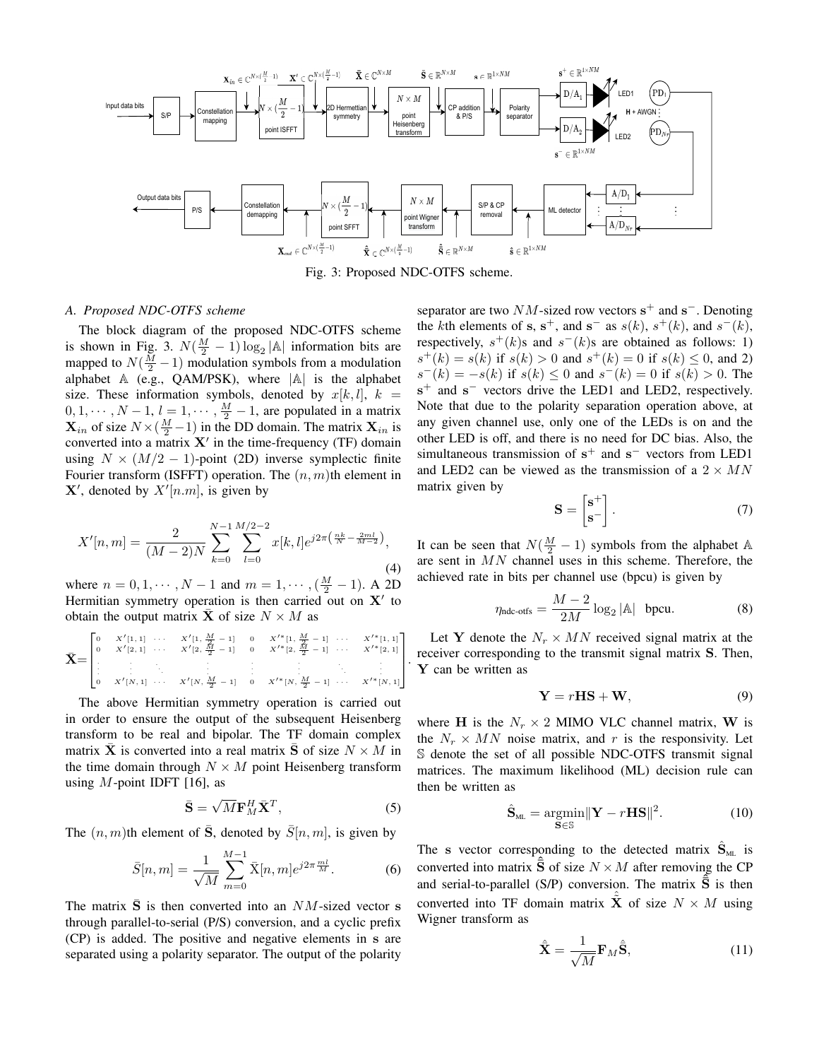Input data bits
S/P
Constellation mapping
$\mathbf{X}_{in} \in \mathbb{C}^{N\times(\frac{M}{2}-1)}$
$N\times(\frac{M}{2}-1)$ point ISFFT
$\mathbf{X}' \in \mathbb{C}^{N\times(\frac{M}{2}-1)}$
2D Hermettian symmetry
$\bar{\mathbf{X}} \in \mathbb{C}^{N\times M}$
$N\times M$ point Heisenberg transform
$\bar{\mathbf{S}} \in \mathbb{R}^{N\times M}$
CP addition & P/S
$\mathbf{s} \in \mathbb{R}^{1\times NM}$
Polarity separator
$\mathbf{s}^+ \in \mathbb{R}^{1\times NM}$
D/A$_1$
LED1
D/A$_2$
LED2
$\mathbf{s}^- \in \mathbb{R}^{1\times NM}$
PD$_1$
H + AWGN
PD$_{N_r}$
A/D$_1$
A/D$_{N_r}$
ML detector
$\hat{\mathbf{s}} \in \mathbb{R}^{1\times NM}$
S/P & CP removal
$\hat{\bar{\mathbf{S}}} \in \mathbb{R}^{N\times M}$
$N\times M$ point Wigner transform
$\hat{\bar{\mathbf{X}}} \in \mathbb{C}^{N\times(\frac{M}{2}-1)}$
$N\times(\frac{M}{2}-1)$ point SFFT
$\mathbf{X}_{out} \in \mathbb{C}^{N\times(\frac{M}{2}-1)}$
Constellation demapping
P/S
Output data bits

Fig. 3: Proposed NDC-OTFS scheme.

### *A. Proposed NDC-OTFS scheme*

The block diagram of the proposed NDC-OTFS scheme is shown in Fig. 3. $N(\frac{M}{2}-1)\log_2|\mathbb{A}|$ information bits are mapped to $N(\frac{M}{2}-1)$ modulation symbols from a modulation alphabet $\mathbb{A}$ (e.g., QAM/PSK), where $|\mathbb{A}|$ is the alphabet size. These information symbols, denoted by $x[k,l]$, $k = 0,1,\cdots,N-1$, $l = 1,\cdots,\frac{M}{2}-1$, are populated in a matrix $\mathbf{X}_{in}$ of size $N\times(\frac{M}{2}-1)$ in the DD domain. The matrix $\mathbf{X}_{in}$ is converted into a matrix $\mathbf{X}'$ in the time-frequency (TF) domain using $N\times(M/2-1)$-point (2D) inverse symplectic finite Fourier transform (ISFFT) operation. The $(n,m)$th element in $\mathbf{X}'$, denoted by $X'[n.m]$, is given by

$$X'[n,m] = \frac{2}{(M-2)N}\sum_{k=0}^{N-1}\sum_{l=0}^{M/2-2} x[k,l]e^{j2\pi\left(\frac{nk}{N}-\frac{2ml}{M-2}\right)}, \tag{4}$$

where $n = 0,1,\cdots,N-1$ and $m = 1,\cdots,(\frac{M}{2}-1)$. A 2D Hermitian symmetry operation is then carried out on $\mathbf{X}'$ to obtain the output matrix $\bar{\mathbf{X}}$ of size $N\times M$ as

$$\bar{\mathbf{X}}=\begin{bmatrix} 0 & X'[1,1] & \cdots & X'[1,\frac{M}{2}-1] & 0 & X'^*[1,\frac{M}{2}-1] & \cdots & X'^*[1,1] \\ 0 & X'[2,1] & \cdots & X'[2,\frac{M}{2}-1] & 0 & X'^*[2,\frac{M}{2}-1] & \cdots & X'^*[2,1] \\ \vdots & \vdots & \ddots & \vdots & \vdots & \vdots & \ddots & \vdots \\ 0 & X'[N,1] & \cdots & X'[N,\frac{M}{2}-1] & 0 & X'^*[N,\frac{M}{2}-1] & \cdots & X'^*[N,1] \end{bmatrix}.$$

The above Hermitian symmetry operation is carried out in order to ensure the output of the subsequent Heisenberg transform to be real and bipolar. The TF domain complex matrix $\bar{\mathbf{X}}$ is converted into a real matrix $\bar{\mathbf{S}}$ of size $N\times M$ in the time domain through $N\times M$ point Heisenberg transform using $M$-point IDFT [16], as

$$\bar{\mathbf{S}} = \sqrt{M}\mathbf{F}_M^H\bar{\mathbf{X}}^T, \tag{5}$$

The $(n,m)$th element of $\bar{\mathbf{S}}$, denoted by $\bar{S}[n,m]$, is given by

$$\bar{S}[n,m] = \frac{1}{\sqrt{M}}\sum_{m=0}^{M-1}\bar{\mathrm{X}}[n,m]e^{j2\pi\frac{ml}{M}}. \tag{6}$$

The matrix $\bar{\mathbf{S}}$ is then converted into an $NM$-sized vector $\mathbf{s}$ through parallel-to-serial (P/S) conversion, and a cyclic prefix (CP) is added. The positive and negative elements in $\mathbf{s}$ are separated using a polarity separator. The output of the polarity separator are two $NM$-sized row vectors $\mathbf{s}^+$ and $\mathbf{s}^-$. Denoting the $k$th elements of $\mathbf{s}$, $\mathbf{s}^+$, and $\mathbf{s}^-$ as $s(k)$, $s^+(k)$, and $s^-(k)$, respectively, $s^+(k)$s and $s^-(k)$s are obtained as follows: 1) $s^+(k) = s(k)$ if $s(k) > 0$ and $s^+(k) = 0$ if $s(k) \leq 0$, and 2) $s^-(k) = -s(k)$ if $s(k) \leq 0$ and $s^-(k) = 0$ if $s(k) > 0$. The $\mathbf{s}^+$ and $\mathbf{s}^-$ vectors drive the LED1 and LED2, respectively. Note that due to the polarity separation operation above, at any given channel use, only one of the LEDs is on and the other LED is off, and there is no need for DC bias. Also, the simultaneous transmission of $\mathbf{s}^+$ and $\mathbf{s}^-$ vectors from LED1 and LED2 can be viewed as the transmission of a $2\times MN$ matrix given by

$$\mathbf{S} = \begin{bmatrix}\mathbf{s}^+ \\ \mathbf{s}^-\end{bmatrix}. \tag{7}$$

It can be seen that $N(\frac{M}{2}-1)$ symbols from the alphabet $\mathbb{A}$ are sent in $MN$ channel uses in this scheme. Therefore, the achieved rate in bits per channel use (bpcu) is given by

$$\eta_{\text{ndc-otfs}} = \frac{M-2}{2M}\log_2|\mathbb{A}| \ \ \text{bpcu}. \tag{8}$$

Let $\mathbf{Y}$ denote the $N_r\times MN$ received signal matrix at the receiver corresponding to the transmit signal matrix $\mathbf{S}$. Then, $\mathbf{Y}$ can be written as

$$\mathbf{Y} = r\mathbf{H}\mathbf{S} + \mathbf{W}, \tag{9}$$

where $\mathbf{H}$ is the $N_r\times 2$ MIMO VLC channel matrix, $\mathbf{W}$ is the $N_r\times MN$ noise matrix, and $r$ is the responsivity. Let $\mathbb{S}$ denote the set of all possible NDC-OTFS transmit signal matrices. The maximum likelihood (ML) decision rule can then be written as

$$\hat{\mathbf{S}}_{\text{ML}} = \underset{\mathbf{S}\in\mathbb{S}}{\operatorname{argmin}}\|\mathbf{Y}-r\mathbf{H}\mathbf{S}\|^2. \tag{10}$$

The $\mathbf{s}$ vector corresponding to the detected matrix $\hat{\mathbf{S}}_{\text{ML}}$ is converted into matrix $\hat{\bar{\mathbf{S}}}$ of size $N\times M$ after removing the CP and serial-to-parallel (S/P) conversion. The matrix $\hat{\bar{\mathbf{S}}}$ is then converted into TF domain matrix $\hat{\bar{\mathbf{X}}}$ of size $N\times M$ using Wigner transform as

$$\hat{\bar{\mathbf{X}}} = \frac{1}{\sqrt{M}}\mathbf{F}_M\hat{\bar{\mathbf{S}}}, \tag{11}$$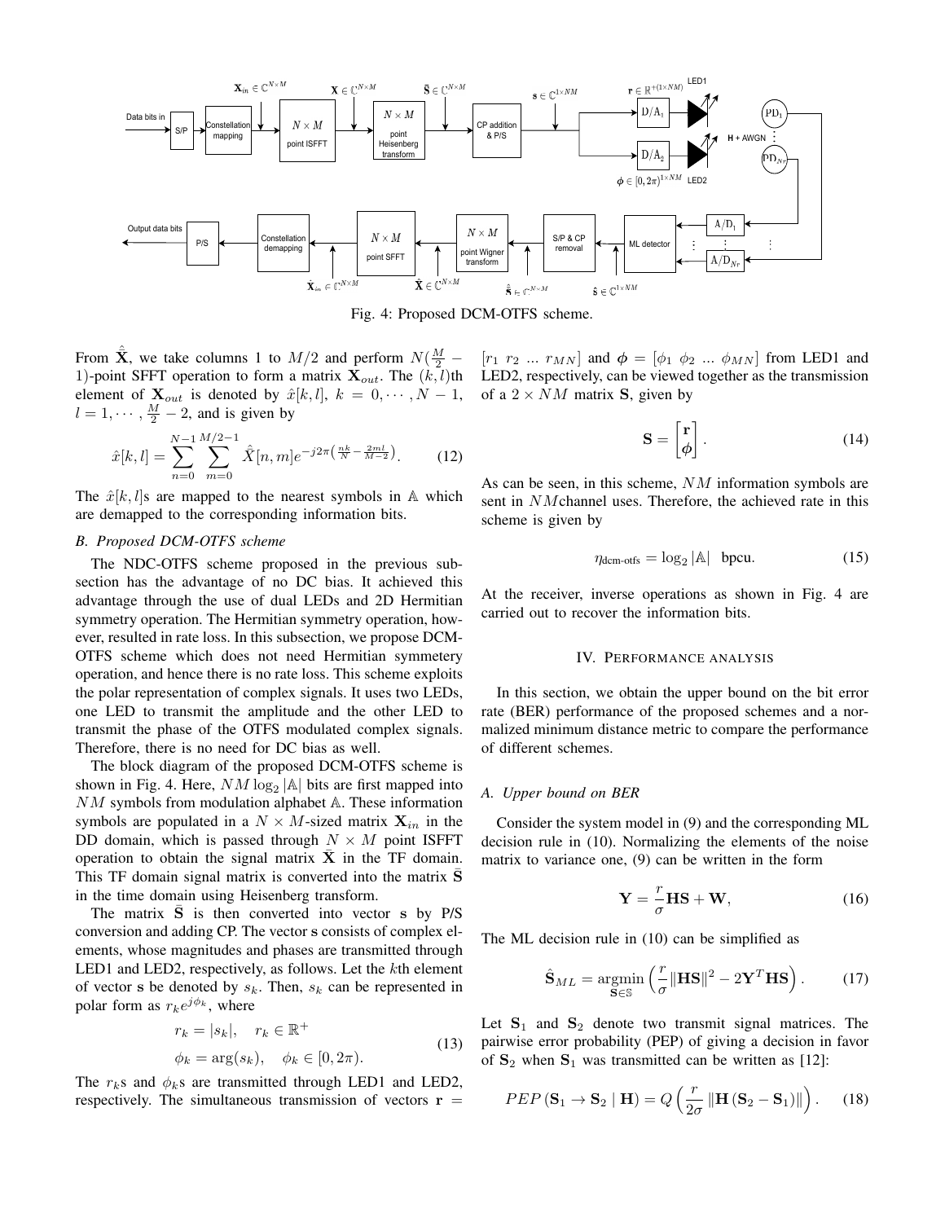Data bits in
S/P
Constellation mapping
$\mathbf{X}_{in} \in \mathbb{C}^{N\times M}$
$N \times M$ point ISFFT
$\mathbf{X} \in \mathbb{C}^{N\times M}$
$N \times M$ point Heisenberg transform
$\bar{\mathbf{S}} \in \mathbb{C}^{N\times M}$
CP addition & P/S
$\mathbf{s} \in \mathbb{C}^{1\times NM}$
$\mathbf{r} \in \mathbb{R}^{+(1\times NM)}$
D/A$_1$
D/A$_2$
LED1
LED2
$\boldsymbol{\phi} \in [0, 2\pi)^{1\times NM}$
PD$_1$
PD$_{N_r}$
H + AWGN
A/D$_1$
A/D$_{N_r}$
ML detector
$\hat{\mathbf{s}} \in \mathbb{C}^{1\times NM}$
S/P & CP removal
$\hat{\bar{\mathbf{S}}} \in \mathbb{C}^{N\times M}$
$N \times M$ point Wigner transform
$\hat{\mathbf{X}} \in \mathbb{C}^{N\times M}$
$N \times M$ point SFFT
$\hat{\mathbf{X}}_{in} \in \mathbb{C}^{N\times M}$
Constellation demapping
P/S
Output data bits

Fig. 4: Proposed DCM-OTFS scheme.

From $\hat{\hat{\mathbf{X}}}$, we take columns 1 to $M/2$ and perform $N(\frac{M}{2}-1)$-point SFFT operation to form a matrix $\mathbf{X}_{out}$. The $(k,l)$th element of $\mathbf{X}_{out}$ is denoted by $\hat{x}[k,l]$, $k=0,\cdots,N-1$, $l=1,\cdots,\frac{M}{2}-2$, and is given by

$$\hat{x}[k,l]=\sum_{n=0}^{N-1}\sum_{m=0}^{M/2-1}\hat{\hat{X}}[n,m]e^{-j2\pi\left(\frac{nk}{N}-\frac{2ml}{M-2}\right)}. \tag{12}$$

The $\hat{x}[k,l]$s are mapped to the nearest symbols in $\mathbb{A}$ which are demapped to the corresponding information bits.

### B. Proposed DCM-OTFS scheme

The NDC-OTFS scheme proposed in the previous subsection has the advantage of no DC bias. It achieved this advantage through the use of dual LEDs and 2D Hermitian symmetry operation. The Hermitian symmetry operation, however, resulted in rate loss. In this subsection, we propose DCM-OTFS scheme which does not need Hermitian symmetery operation, and hence there is no rate loss. This scheme exploits the polar representation of complex signals. It uses two LEDs, one LED to transmit the amplitude and the other LED to transmit the phase of the OTFS modulated complex signals. Therefore, there is no need for DC bias as well.

The block diagram of the proposed DCM-OTFS scheme is shown in Fig. 4. Here, $NM\log_2|\mathbb{A}|$ bits are first mapped into $NM$ symbols from modulation alphabet $\mathbb{A}$. These information symbols are populated in a $N\times M$-sized matrix $\mathbf{X}_{in}$ in the DD domain, which is passed through $N\times M$ point ISFFT operation to obtain the signal matrix $\mathbf{X}$ in the TF domain. This TF domain signal matrix is converted into the matrix $\bar{\mathbf{S}}$ in the time domain using Heisenberg transform.

The matrix $\bar{\mathbf{S}}$ is then converted into vector $\mathbf{s}$ by P/S conversion and adding CP. The vector $\mathbf{s}$ consists of complex elements, whose magnitudes and phases are transmitted through LED1 and LED2, respectively, as follows. Let the $k$th element of vector $\mathbf{s}$ be denoted by $s_k$. Then, $s_k$ can be represented in polar form as $r_k e^{j\phi_k}$, where

$$\begin{aligned} r_k &= |s_k|, \quad r_k\in\mathbb{R}^+ \\ \phi_k &= \arg(s_k), \quad \phi_k\in[0,2\pi). \end{aligned} \tag{13}$$

The $r_k$s and $\phi_k$s are transmitted through LED1 and LED2, respectively. The simultaneous transmission of vectors $\mathbf{r}=[r_1\ r_2\ \ldots\ r_{MN}]$ and $\boldsymbol{\phi}=[\phi_1\ \phi_2\ \ldots\ \phi_{MN}]$ from LED1 and LED2, respectively, can be viewed together as the transmission of a $2\times NM$ matrix $\mathbf{S}$, given by

$$\mathbf{S}=\begin{bmatrix}\mathbf{r}\\ \boldsymbol{\phi}\end{bmatrix}. \tag{14}$$

As can be seen, in this scheme, $NM$ information symbols are sent in $NM$channel uses. Therefore, the achieved rate in this scheme is given by

$$\eta_{\text{dcm-otfs}}=\log_2|\mathbb{A}| \quad \text{bpcu}. \tag{15}$$

At the receiver, inverse operations as shown in Fig. 4 are carried out to recover the information bits.

## IV. Performance analysis

In this section, we obtain the upper bound on the bit error rate (BER) performance of the proposed schemes and a normalized minimum distance metric to compare the performance of different schemes.

### A. Upper bound on BER

Consider the system model in (9) and the corresponding ML decision rule in (10). Normalizing the elements of the noise matrix to variance one, (9) can be written in the form

$$\mathbf{Y}=\frac{r}{\sigma}\mathbf{HS}+\mathbf{W}, \tag{16}$$

The ML decision rule in (10) can be simplified as

$$\hat{\mathbf{S}}_{ML}=\underset{\mathbf{S}\in\mathbb{S}}{\operatorname{argmin}}\left(\frac{r}{\sigma}\|\mathbf{HS}\|^2-2\mathbf{Y}^T\mathbf{HS}\right). \tag{17}$$

Let $\mathbf{S}_1$ and $\mathbf{S}_2$ denote two transmit signal matrices. The pairwise error probability (PEP) of giving a decision in favor of $\mathbf{S}_2$ when $\mathbf{S}_1$ was transmitted can be written as [12]:

$$PEP\left(\mathbf{S}_1\rightarrow\mathbf{S}_2\mid\mathbf{H}\right)=Q\left(\frac{r}{2\sigma}\left\|\mathbf{H}\left(\mathbf{S}_2-\mathbf{S}_1\right)\right\|\right). \tag{18}$$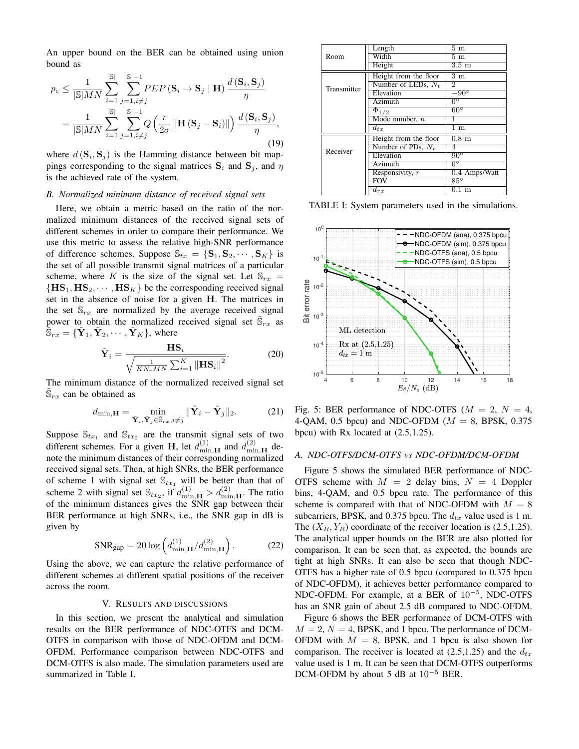An upper bound on the BER can be obtained using union bound as

$$
\begin{aligned}
p_e &\leq \frac{1}{|\mathbb{S}|MN} \sum_{i=1}^{|\mathbb{S}|} \sum_{j=1, i\neq j}^{|\mathbb{S}|-1} PEP\left(\mathbf{S}_i \rightarrow \mathbf{S}_j \mid \mathbf{H}\right) \frac{d\left(\mathbf{S}_i, \mathbf{S}_j\right)}{\eta} \\
&= \frac{1}{|\mathbb{S}|MN} \sum_{i=1}^{|\mathbb{S}|} \sum_{j=1, i\neq j}^{|\mathbb{S}|-1} Q\left(\frac{r}{2\sigma} \left\|\mathbf{H}\left(\mathbf{S}_j - \mathbf{S}_i\right)\right\|\right) \frac{d\left(\mathbf{S}_i, \mathbf{S}_j\right)}{\eta},
\end{aligned} \tag{19}
$$

where $d\left(\mathbf{S}_i, \mathbf{S}_j\right)$ is the Hamming distance between bit mappings corresponding to the signal matrices $\mathbf{S}_i$ and $\mathbf{S}_j$, and $\eta$ is the achieved rate of the system.

### B. Normalized minimum distance of received signal sets

Here, we obtain a metric based on the ratio of the normalized minimum distances of the received signal sets of different schemes in order to compare their performance. We use this metric to assess the relative high-SNR performance of difference schemes. Suppose $\mathbb{S}_{tx} = \{\mathbf{S}_1, \mathbf{S}_2, \cdots, \mathbf{S}_K\}$ is the set of all possible transmit signal matrices of a particular scheme, where $K$ is the size of the signal set. Let $\mathbb{S}_{rx} = \{\mathbf{HS}_1, \mathbf{HS}_2, \cdots, \mathbf{HS}_K\}$ be the corresponding received signal set in the absence of noise for a given $\mathbf{H}$. The matrices in the set $\mathbb{S}_{rx}$ are normalized by the average received signal power to obtain the normalized received signal set $\tilde{\mathbb{S}}_{rx}$ as $\tilde{\mathbb{S}}_{rx} = \{\tilde{\mathbf{Y}}_1, \tilde{\mathbf{Y}}_2, \cdots, \tilde{\mathbf{Y}}_K\}$, where

$$
\tilde{\mathbf{Y}}_i = \frac{\mathbf{HS}_i}{\sqrt{\frac{1}{KN_rMN}\sum_{i=1}^{K}\left\|\mathbf{HS}_i\right\|^2}}. \tag{20}
$$

The minimum distance of the normalized received signal set $\tilde{\mathbb{S}}_{rx}$ can be obtained as

$$
d_{\min,\mathbf{H}} = \min_{\tilde{\mathbf{Y}}_i, \tilde{\mathbf{Y}}_j \in \tilde{\mathbb{S}}_{rx}, i\neq j} \|\tilde{\mathbf{Y}}_i - \tilde{\mathbf{Y}}_j\|_2. \tag{21}
$$

Suppose $\mathbb{S}_{tx_1}$ and $\mathbb{S}_{tx_2}$ are the transmit signal sets of two different schemes. For a given $\mathbf{H}$, let $d_{\min,\mathbf{H}}^{(1)}$ and $d_{\min,\mathbf{H}}^{(2)}$ denote the minimum distances of their corresponding normalized received signal sets. Then, at high SNRs, the BER performance of scheme 1 with signal set $\mathbb{S}_{tx_1}$ will be better than that of scheme 2 with signal set $\mathbb{S}_{tx_2}$, if $d_{\min,\mathbf{H}}^{(1)} > d_{\min,\mathbf{H}}^{(2)}$. The ratio of the minimum distances gives the SNR gap between their BER performance at high SNRs, i.e., the SNR gap in dB is given by

$$
\text{SNR}_{\text{gap}} = 20\log\left(d_{\min,\mathbf{H}}^{(1)}/d_{\min,\mathbf{H}}^{(2)}\right). \tag{22}
$$

Using the above, we can capture the relative performance of different schemes at different spatial positions of the receiver across the room.

## V. Results and discussions

In this section, we present the analytical and simulation results on the BER performance of NDC-OTFS and DCM-OTFS in comparison with those of NDC-OFDM and DCM-OFDM. Performance comparison between NDC-OTFS and DCM-OTFS is also made. The simulation parameters used are summarized in Table I.

| | | |
|---|---|---|
| Room | Length | 5 m |
| | Width | 5 m |
| | Height | 3.5 m |
| Transmitter | Height from the floor | 3 m |
| | Number of LEDs, $N_t$ | 2 |
| | Elevation | $-90°$ |
| | Azimuth | $0°$ |
| | $\Phi_{1/2}$ | $60°$ |
| | Mode number, $n$ | 1 |
| | $d_{tx}$ | 1 m |
| Receiver | Height from the floor | 0.8 m |
| | Number of PDs, $N_r$ | 4 |
| | Elevation | $90°$ |
| | Azimuth | $0°$ |
| | Responsivity, $r$ | 0.4 Amps/Watt |
| | FOV | $85°$ |
| | $d_{rx}$ | 0.1 m |

TABLE I: System parameters used in the simulations.

NDC-OFDM (ana), 0.375 bpcu
NDC-OFDM (sim), 0.375 bpcu
NDC-OTFS (ana), 0.5 bpcu
NDC-OTFS (sim), 0.5 bpcu
ML detection
Rx at (2.5,1.25)
$d_{tx}$ = 1 m
Bit error rate
$Es/N_o$ (dB)

Fig. 5: BER performance of NDC-OTFS ($M = 2$, $N = 4$, 4-QAM, 0.5 bpcu) and NDC-OFDM ($M = 8$, BPSK, 0.375 bpcu) with Rx located at (2.5,1.25).

### A. NDC-OTFS/DCM-OTFS vs NDC-OFDM/DCM-OFDM

Figure 5 shows the simulated BER performance of NDC-OTFS scheme with $M = 2$ delay bins, $N = 4$ Doppler bins, 4-QAM, and 0.5 bpcu rate. The performance of this scheme is compared with that of NDC-OFDM with $M = 8$ subcarriers, BPSK, and 0.375 bpcu. The $d_{tx}$ value used is 1 m. The $(X_R, Y_R)$ coordinate of the receiver location is (2.5,1.25). The analytical upper bounds on the BER are also plotted for comparison. It can be seen that, as expected, the bounds are tight at high SNRs. It can also be seen that though NDC-OTFS has a higher rate of 0.5 bpcu (compared to 0.375 bpcu of NDC-OFDM), it achieves better performance compared to NDC-OFDM. For example, at a BER of $10^{-5}$, NDC-OTFS has an SNR gain of about 2.5 dB compared to NDC-OFDM.

Figure 6 shows the BER performance of DCM-OTFS with $M = 2$, $N = 4$, BPSK, and 1 bpcu. The performance of DCM-OFDM with $M = 8$, BPSK, and 1 bpcu is also shown for comparison. The receiver is located at (2.5,1.25) and the $d_{tx}$ value used is 1 m. It can be seen that DCM-OTFS outperforms DCM-OFDM by about 5 dB at $10^{-5}$ BER.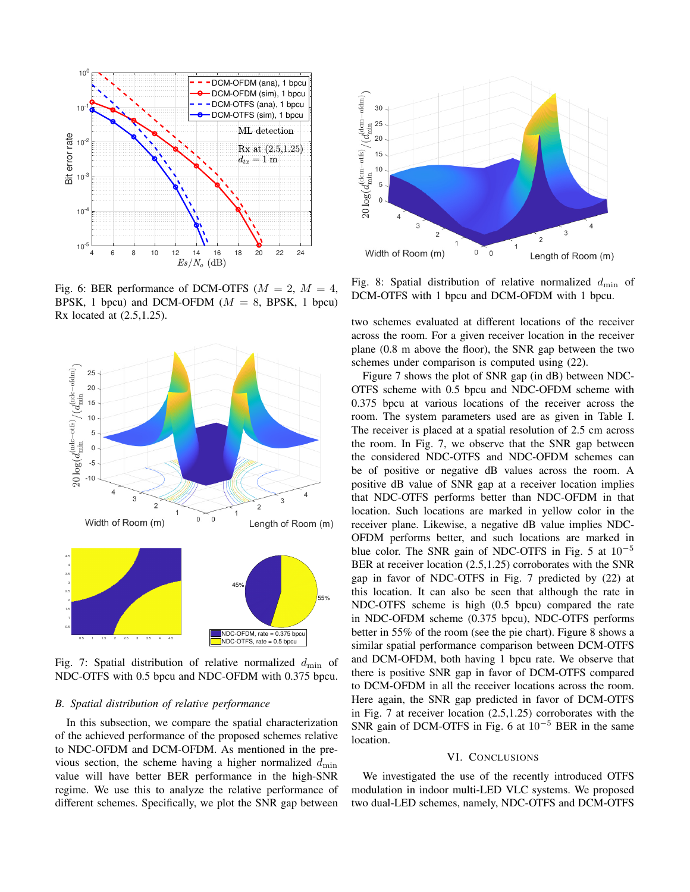$10^0$
$10^{-1}$
$10^{-2}$
$10^{-3}$
$10^{-4}$
$10^{-5}$
Bit error rate
4 6 8 10 12 14 16 18 20 22 24
$Es/N_o$ (dB)
DCM-OFDM (ana), 1 bpcu
DCM-OFDM (sim), 1 bpcu
DCM-OTFS (ana), 1 bpcu
DCM-OTFS (sim), 1 bpcu
ML detection
Rx at (2.5,1.25)
$d_{tx} = 1$ m

Fig. 6: BER performance of DCM-OTFS ($M = 2$, $M = 4$, BPSK, 1 bpcu) and DCM-OFDM ($M = 8$, BPSK, 1 bpcu) Rx located at (2.5,1.25).

$20\log(d_{\min}^{(\text{ndc-otfs})}/(d_{\min}^{(\text{ndc-ofdm})})$
25 20 15 10 5 0 -5 -10
Width of Room (m)
Length of Room (m)
45%
55%
NDC-OFDM, rate = 0.375 bpcu
NDC-OTFS, rate = 0.5 bpcu

Fig. 7: Spatial distribution of relative normalized $d_{\min}$ of NDC-OTFS with 0.5 bpcu and NDC-OFDM with 0.375 bpcu.

### B. Spatial distribution of relative performance

In this subsection, we compare the spatial characterization of the achieved performance of the proposed schemes relative to NDC-OFDM and DCM-OFDM. As mentioned in the previous section, the scheme having a higher normalized $d_{\min}$ value will have better BER performance in the high-SNR regime. We use this to analyze the relative performance of different schemes. Specifically, we plot the SNR gap between

$20\log(d_{\min}^{(\text{dcm-otfs})}/(d_{\min}^{(\text{dcm-ofdm})})$
30 25 20 15 10 5 0
Width of Room (m)
Length of Room (m)

Fig. 8: Spatial distribution of relative normalized $d_{\min}$ of DCM-OTFS with 1 bpcu and DCM-OFDM with 1 bpcu.

two schemes evaluated at different locations of the receiver across the room. For a given receiver location in the receiver plane (0.8 m above the floor), the SNR gap between the two schemes under comparison is computed using (22).

Figure 7 shows the plot of SNR gap (in dB) between NDC-OTFS scheme with 0.5 bpcu and NDC-OFDM scheme with 0.375 bpcu at various locations of the receiver across the room. The system parameters used are as given in Table I. The receiver is placed at a spatial resolution of 2.5 cm across the room. In Fig. 7, we observe that the SNR gap between the considered NDC-OTFS and NDC-OFDM schemes can be of positive or negative dB values across the room. A positive dB value of SNR gap at a receiver location implies that NDC-OTFS performs better than NDC-OFDM in that location. Such locations are marked in yellow color in the receiver plane. Likewise, a negative dB value implies NDC-OFDM performs better, and such locations are marked in blue color. The SNR gain of NDC-OTFS in Fig. 5 at $10^{-5}$ BER at receiver location (2.5,1.25) corroborates with the SNR gap in favor of NDC-OTFS in Fig. 7 predicted by (22) at this location. It can also be seen that although the rate in NDC-OTFS scheme is high (0.5 bpcu) compared the rate in NDC-OFDM scheme (0.375 bpcu), NDC-OTFS performs better in 55% of the room (see the pie chart). Figure 8 shows a similar spatial performance comparison between DCM-OTFS and DCM-OFDM, both having 1 bpcu rate. We observe that there is positive SNR gap in favor of DCM-OTFS compared to DCM-OFDM in all the receiver locations across the room. Here again, the SNR gap predicted in favor of DCM-OTFS in Fig. 7 at receiver location (2.5,1.25) corroborates with the SNR gain of DCM-OTFS in Fig. 6 at $10^{-5}$ BER in the same location.

## VI. Conclusions

We investigated the use of the recently introduced OTFS modulation in indoor multi-LED VLC systems. We proposed two dual-LED schemes, namely, NDC-OTFS and DCM-OTFS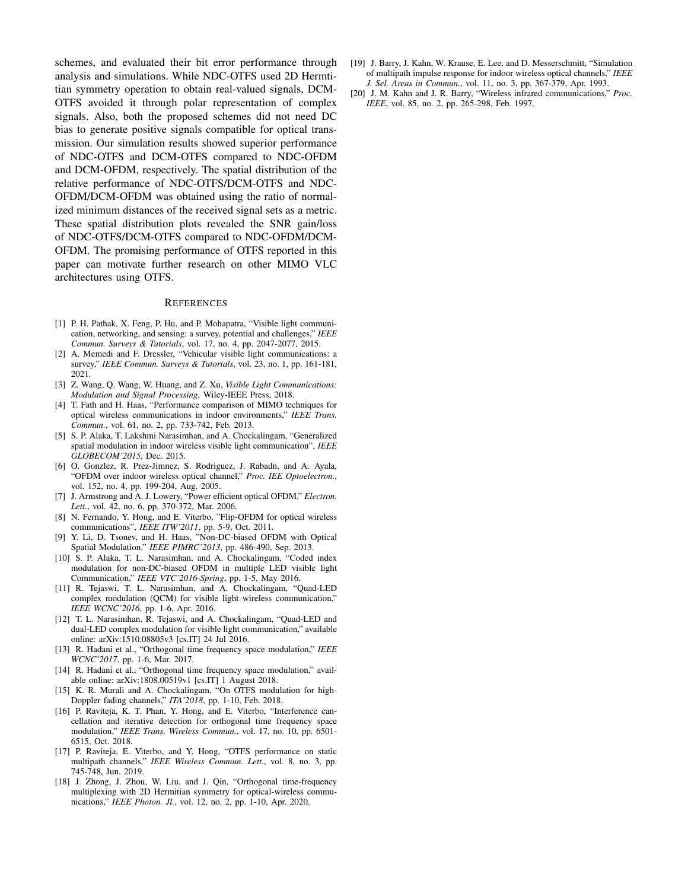schemes, and evaluated their bit error performance through analysis and simulations. While NDC-OTFS used 2D Hermtitian symmetry operation to obtain real-valued signals, DCM-OTFS avoided it through polar representation of complex signals. Also, both the proposed schemes did not need DC bias to generate positive signals compatible for optical transmission. Our simulation results showed superior performance of NDC-OTFS and DCM-OTFS compared to NDC-OFDM and DCM-OFDM, respectively. The spatial distribution of the relative performance of NDC-OTFS/DCM-OTFS and NDC-OFDM/DCM-OFDM was obtained using the ratio of normalized minimum distances of the received signal sets as a metric. These spatial distribution plots revealed the SNR gain/loss of NDC-OTFS/DCM-OTFS compared to NDC-OFDM/DCM-OFDM. The promising performance of OTFS reported in this paper can motivate further research on other MIMO VLC architectures using OTFS.

## REFERENCES

[1] P. H. Pathak, X. Feng, P. Hu, and P. Mohapatra, "Visible light communication, networking, and sensing: a survey, potential and challenges," *IEEE Commun. Surveys & Tutorials*, vol. 17, no. 4, pp. 2047-2077, 2015.

[2] A. Memedi and F. Dressler, "Vehicular visible light communications: a survey," *IEEE Commun. Surveys & Tutorials*, vol. 23, no. 1, pp. 161-181, 2021.

[3] Z. Wang, Q. Wang, W. Huang, and Z. Xu, *Visible Light Communications: Modulation and Signal Processing*, Wiley-IEEE Press, 2018.

[4] T. Fath and H. Haas, "Performance comparison of MIMO techniques for optical wireless communications in indoor environments," *IEEE Trans. Commun.*, vol. 61, no. 2, pp. 733-742, Feb. 2013.

[5] S. P. Alaka, T. Lakshmi Narasimhan, and A. Chockalingam, "Generalized spatial modulation in indoor wireless visible light communication", *IEEE GLOBECOM'2015*, Dec. 2015.

[6] O. Gonzlez, R. Prez-Jimnez, S. Rodriguez, J. Rabadn, and A. Ayala, "OFDM over indoor wireless optical channel," *Proc. IEE Optoelectron.*, vol. 152, no. 4, pp. 199-204, Aug. 2005.

[7] J. Armstrong and A. J. Lowery, "Power efficient optical OFDM," *Electron. Lett.*, vol. 42, no. 6, pp. 370-372, Mar. 2006.

[8] N. Fernando, Y. Hong, and E. Viterbo, "Flip-OFDM for optical wireless communications", *IEEE ITW'2011*, pp. 5-9, Oct. 2011.

[9] Y. Li, D. Tsonev, and H. Haas, "Non-DC-biased OFDM with Optical Spatial Modulation," *IEEE PIMRC'2013*, pp. 486-490, Sep. 2013.

[10] S. P. Alaka, T. L. Narasimhan, and A. Chockalingam, "Coded index modulation for non-DC-biased OFDM in multiple LED visible light Communication," *IEEE VTC'2016-Spring*, pp. 1-5, May 2016.

[11] R. Tejaswi, T. L. Narasimhan, and A. Chockalingam, "Quad-LED complex modulation (QCM) for visible light wireless communication," *IEEE WCNC'2016*, pp. 1-6, Apr. 2016.

[12] T. L. Narasimhan, R. Tejaswi, and A. Chockalingam, "Quad-LED and dual-LED complex modulation for visible light communication," available online: arXiv:1510.08805v3 [cs.IT] 24 Jul 2016.

[13] R. Hadani et al., "Orthogonal time frequency space modulation," *IEEE WCNC'2017*, pp. 1-6, Mar. 2017.

[14] R. Hadani et al., "Orthogonal time frequency space modulation," available online: arXiv:1808.00519v1 [cs.IT] 1 August 2018.

[15] K. R. Murali and A. Chockalingam, "On OTFS modulation for high-Doppler fading channels," *ITA'2018*, pp. 1-10, Feb. 2018.

[16] P. Raviteja, K. T. Phan, Y. Hong, and E. Viterbo, "Interference cancellation and iterative detection for orthogonal time frequency space modulation," *IEEE Trans. Wireless Commun.*, vol. 17, no. 10, pp. 6501-6515, Oct. 2018.

[17] P. Raviteja, E. Viterbo, and Y. Hong, "OTFS performance on static multipath channels," *IEEE Wireless Commun. Lett.*, vol. 8, no. 3, pp. 745-748, Jun. 2019.

[18] J. Zhong, J. Zhou, W. Liu, and J. Qin, "Orthogonal time-frequency multiplexing with 2D Hermitian symmetry for optical-wireless communications," *IEEE Photon. Jl.*, vol. 12, no. 2, pp. 1-10, Apr. 2020.

[19] J. Barry, J. Kahn, W. Krause, E. Lee, and D. Messerschmitt, "Simulation of multipath impulse response for indoor wireless optical channels," *IEEE J. Sel. Areas in Commun.*, vol. 11, no. 3, pp. 367-379, Apr. 1993.

[20] J. M. Kahn and J. R. Barry, "Wireless infrared communications," *Proc. IEEE*, vol. 85, no. 2, pp. 265-298, Feb. 1997.